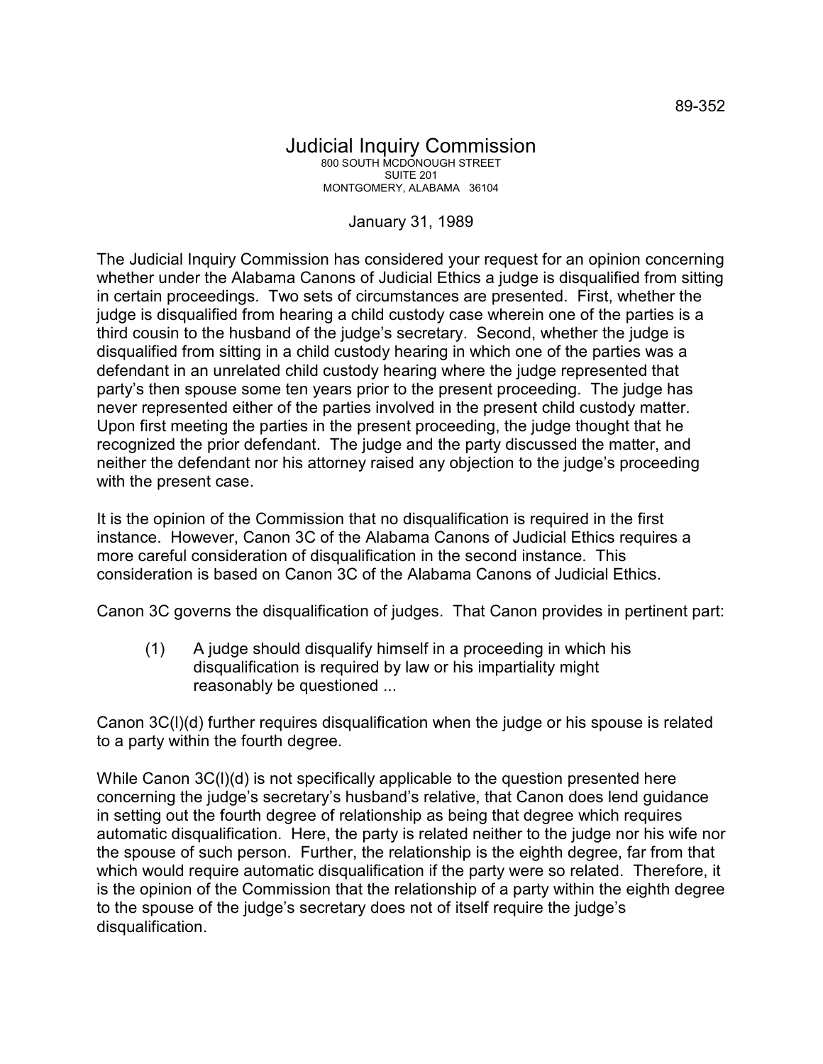89-352

# Judicial Inquiry Commission

800 SOUTH MCDONOUGH STREET
SUITE 201
MONTGOMERY, ALABAMA 36104

January 31, 1989

The Judicial Inquiry Commission has considered your request for an opinion concerning whether under the Alabama Canons of Judicial Ethics a judge is disqualified from sitting in certain proceedings. Two sets of circumstances are presented. First, whether the judge is disqualified from hearing a child custody case wherein one of the parties is a third cousin to the husband of the judge's secretary. Second, whether the judge is disqualified from sitting in a child custody hearing in which one of the parties was a defendant in an unrelated child custody hearing where the judge represented that party's then spouse some ten years prior to the present proceeding. The judge has never represented either of the parties involved in the present child custody matter. Upon first meeting the parties in the present proceeding, the judge thought that he recognized the prior defendant. The judge and the party discussed the matter, and neither the defendant nor his attorney raised any objection to the judge's proceeding with the present case.

It is the opinion of the Commission that no disqualification is required in the first instance. However, Canon 3C of the Alabama Canons of Judicial Ethics requires a more careful consideration of disqualification in the second instance. This consideration is based on Canon 3C of the Alabama Canons of Judicial Ethics.

Canon 3C governs the disqualification of judges. That Canon provides in pertinent part:

> (1) A judge should disqualify himself in a proceeding in which his disqualification is required by law or his impartiality might reasonably be questioned ...

Canon 3C(l)(d) further requires disqualification when the judge or his spouse is related to a party within the fourth degree.

While Canon 3C(l)(d) is not specifically applicable to the question presented here concerning the judge's secretary's husband's relative, that Canon does lend guidance in setting out the fourth degree of relationship as being that degree which requires automatic disqualification. Here, the party is related neither to the judge nor his wife nor the spouse of such person. Further, the relationship is the eighth degree, far from that which would require automatic disqualification if the party were so related. Therefore, it is the opinion of the Commission that the relationship of a party within the eighth degree to the spouse of the judge's secretary does not of itself require the judge's disqualification.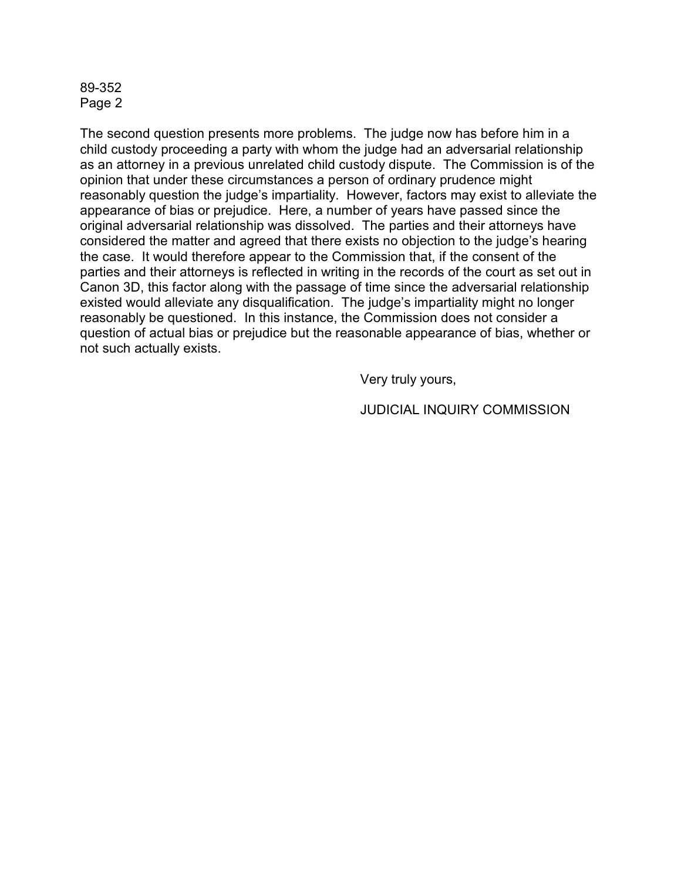The second question presents more problems. The judge now has before him in a child custody proceeding a party with whom the judge had an adversarial relationship as an attorney in a previous unrelated child custody dispute. The Commission is of the opinion that under these circumstances a person of ordinary prudence might reasonably question the judge's impartiality. However, factors may exist to alleviate the appearance of bias or prejudice. Here, a number of years have passed since the original adversarial relationship was dissolved. The parties and their attorneys have considered the matter and agreed that there exists no objection to the judge's hearing the case. It would therefore appear to the Commission that, if the consent of the parties and their attorneys is reflected in writing in the records of the court as set out in Canon 3D, this factor along with the passage of time since the adversarial relationship existed would alleviate any disqualification. The judge's impartiality might no longer reasonably be questioned. In this instance, the Commission does not consider a question of actual bias or prejudice but the reasonable appearance of bias, whether or not such actually exists.

Very truly yours,

JUDICIAL INQUIRY COMMISSION